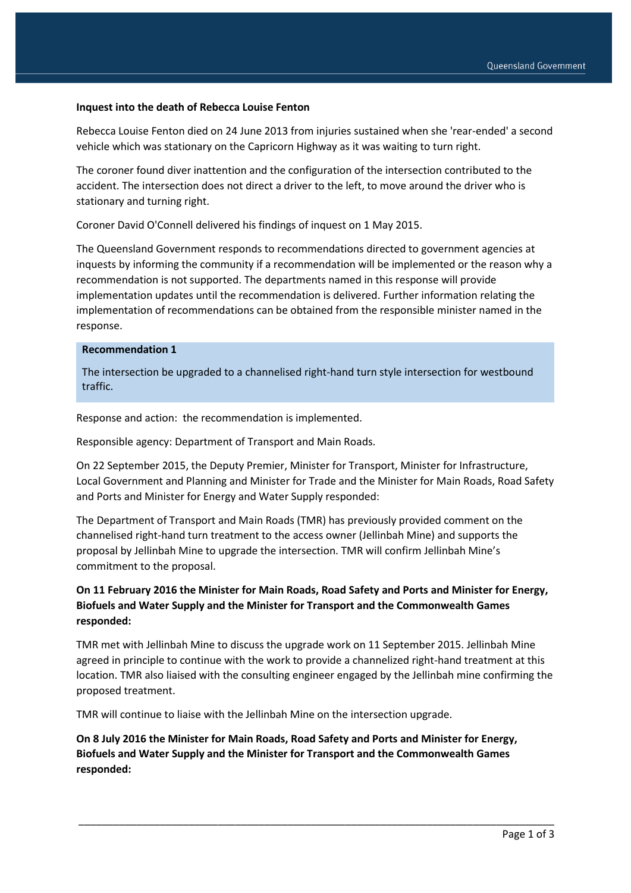**Inquest into the death of Rebecca Louise Fenton**

Rebecca Louise Fenton died on 24 June 2013 from injuries sustained when she 'rear-ended' a second vehicle which was stationary on the Capricorn Highway as it was waiting to turn right.

The coroner found diver inattention and the configuration of the intersection contributed to the accident. The intersection does not direct a driver to the left, to move around the driver who is stationary and turning right.

Coroner David O'Connell delivered his findings of inquest on 1 May 2015.

The Queensland Government responds to recommendations directed to government agencies at inquests by informing the community if a recommendation will be implemented or the reason why a recommendation is not supported. The departments named in this response will provide implementation updates until the recommendation is delivered. Further information relating the implementation of recommendations can be obtained from the responsible minister named in the response.

**Recommendation 1**

The intersection be upgraded to a channelised right-hand turn style intersection for westbound traffic.

Response and action: the recommendation is implemented.

Responsible agency: Department of Transport and Main Roads.

On 22 September 2015, the Deputy Premier, Minister for Transport, Minister for Infrastructure, Local Government and Planning and Minister for Trade and the Minister for Main Roads, Road Safety and Ports and Minister for Energy and Water Supply responded:

The Department of Transport and Main Roads (TMR) has previously provided comment on the channelised right-hand turn treatment to the access owner (Jellinbah Mine) and supports the proposal by Jellinbah Mine to upgrade the intersection. TMR will confirm Jellinbah Mine's commitment to the proposal.

**On 11 February 2016 the Minister for Main Roads, Road Safety and Ports and Minister for Energy, Biofuels and Water Supply and the Minister for Transport and the Commonwealth Games responded:**

TMR met with Jellinbah Mine to discuss the upgrade work on 11 September 2015. Jellinbah Mine agreed in principle to continue with the work to provide a channelized right-hand treatment at this location. TMR also liaised with the consulting engineer engaged by the Jellinbah mine confirming the proposed treatment.

TMR will continue to liaise with the Jellinbah Mine on the intersection upgrade.

**On 8 July 2016 the Minister for Main Roads, Road Safety and Ports and Minister for Energy, Biofuels and Water Supply and the Minister for Transport and the Commonwealth Games responded:**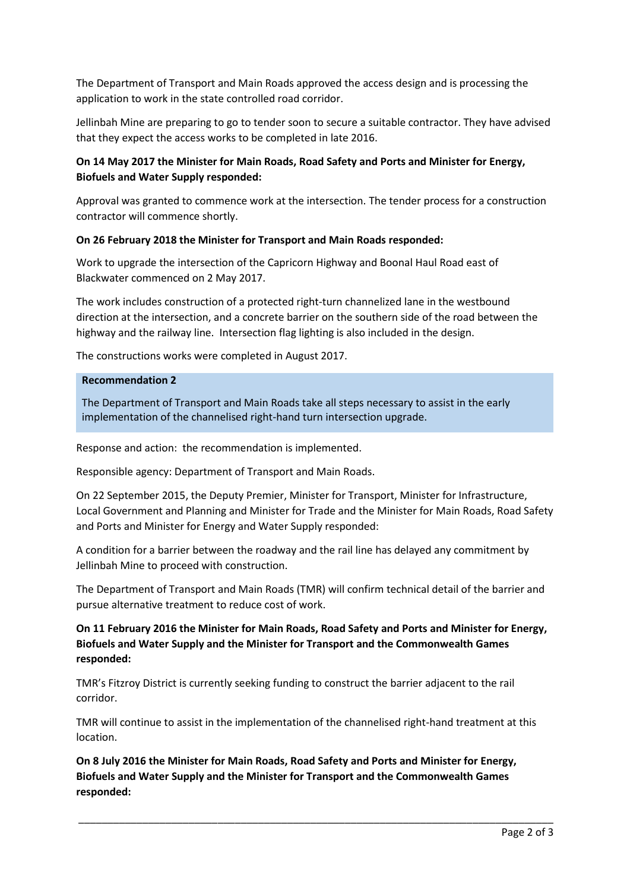The Department of Transport and Main Roads approved the access design and is processing the application to work in the state controlled road corridor.

Jellinbah Mine are preparing to go to tender soon to secure a suitable contractor. They have advised that they expect the access works to be completed in late 2016.

**On 14 May 2017 the Minister for Main Roads, Road Safety and Ports and Minister for Energy, Biofuels and Water Supply responded:**

Approval was granted to commence work at the intersection. The tender process for a construction contractor will commence shortly.

**On 26 February 2018 the Minister for Transport and Main Roads responded:**

Work to upgrade the intersection of the Capricorn Highway and Boonal Haul Road east of Blackwater commenced on 2 May 2017.

The work includes construction of a protected right-turn channelized lane in the westbound direction at the intersection, and a concrete barrier on the southern side of the road between the highway and the railway line. Intersection flag lighting is also included in the design.

The constructions works were completed in August 2017.

**Recommendation 2**

The Department of Transport and Main Roads take all steps necessary to assist in the early implementation of the channelised right-hand turn intersection upgrade.

Response and action: the recommendation is implemented.

Responsible agency: Department of Transport and Main Roads.

On 22 September 2015, the Deputy Premier, Minister for Transport, Minister for Infrastructure, Local Government and Planning and Minister for Trade and the Minister for Main Roads, Road Safety and Ports and Minister for Energy and Water Supply responded:

A condition for a barrier between the roadway and the rail line has delayed any commitment by Jellinbah Mine to proceed with construction.

The Department of Transport and Main Roads (TMR) will confirm technical detail of the barrier and pursue alternative treatment to reduce cost of work.

**On 11 February 2016 the Minister for Main Roads, Road Safety and Ports and Minister for Energy, Biofuels and Water Supply and the Minister for Transport and the Commonwealth Games responded:**

TMR's Fitzroy District is currently seeking funding to construct the barrier adjacent to the rail corridor.

TMR will continue to assist in the implementation of the channelised right-hand treatment at this location.

**On 8 July 2016 the Minister for Main Roads, Road Safety and Ports and Minister for Energy, Biofuels and Water Supply and the Minister for Transport and the Commonwealth Games responded:**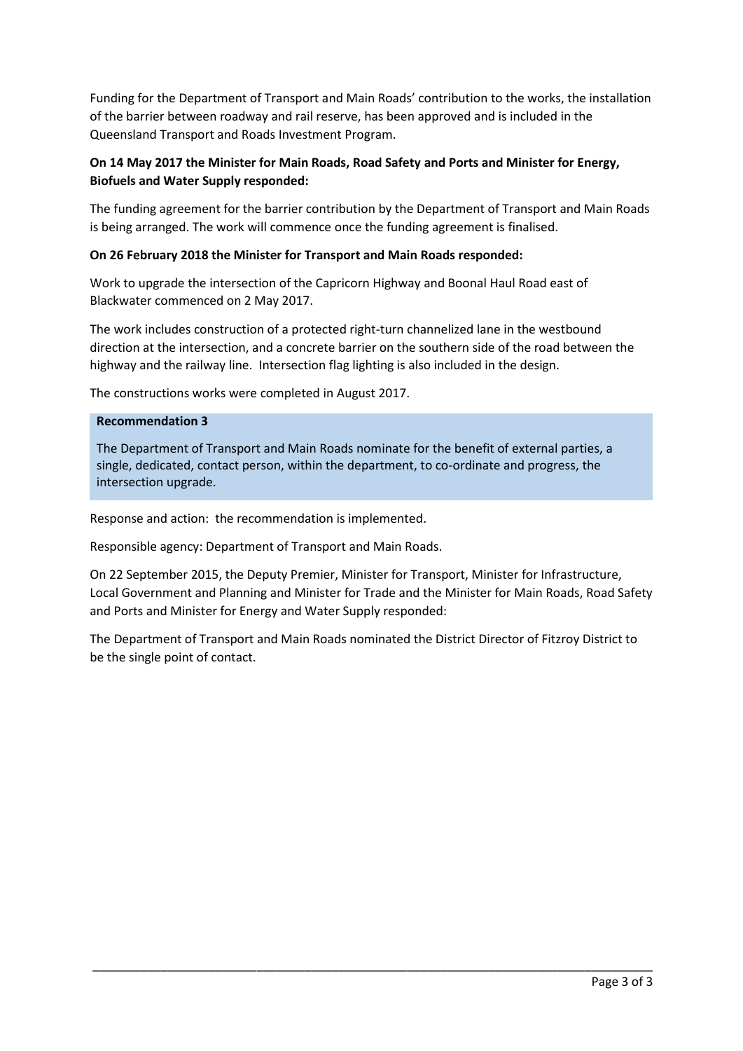Funding for the Department of Transport and Main Roads' contribution to the works, the installation of the barrier between roadway and rail reserve, has been approved and is included in the Queensland Transport and Roads Investment Program.

**On 14 May 2017 the Minister for Main Roads, Road Safety and Ports and Minister for Energy, Biofuels and Water Supply responded:**

The funding agreement for the barrier contribution by the Department of Transport and Main Roads is being arranged. The work will commence once the funding agreement is finalised.

**On 26 February 2018 the Minister for Transport and Main Roads responded:**

Work to upgrade the intersection of the Capricorn Highway and Boonal Haul Road east of Blackwater commenced on 2 May 2017.

The work includes construction of a protected right-turn channelized lane in the westbound direction at the intersection, and a concrete barrier on the southern side of the road between the highway and the railway line. Intersection flag lighting is also included in the design.

The constructions works were completed in August 2017.

**Recommendation 3**

The Department of Transport and Main Roads nominate for the benefit of external parties, a single, dedicated, contact person, within the department, to co-ordinate and progress, the intersection upgrade.

Response and action: the recommendation is implemented.

Responsible agency: Department of Transport and Main Roads.

On 22 September 2015, the Deputy Premier, Minister for Transport, Minister for Infrastructure, Local Government and Planning and Minister for Trade and the Minister for Main Roads, Road Safety and Ports and Minister for Energy and Water Supply responded:

The Department of Transport and Main Roads nominated the District Director of Fitzroy District to be the single point of contact.